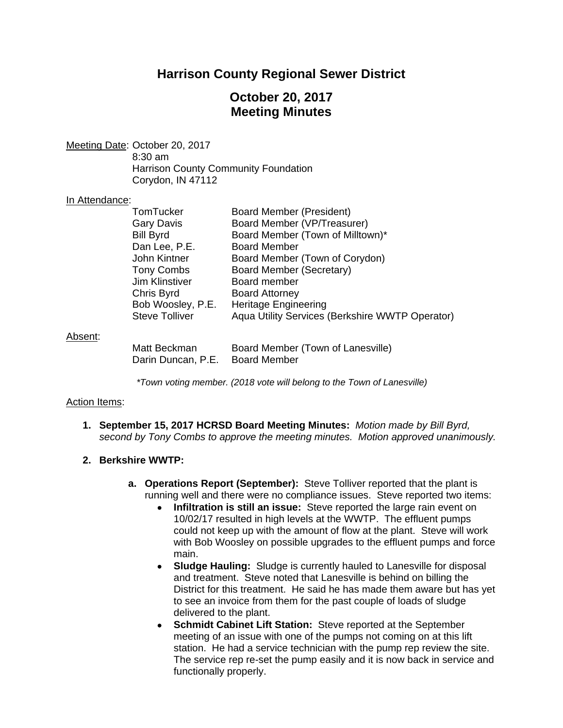# Harrison County Regional Sewer District

## October 20, 2017
## Meeting Minutes

Meeting Date: October 20, 2017
8:30 am
Harrison County Community Foundation
Corydon, IN 47112

In Attendance:

| | |
|---|---|
| TomTucker | Board Member (President) |
| Gary Davis | Board Member (VP/Treasurer) |
| Bill Byrd | Board Member (Town of Milltown)* |
| Dan Lee, P.E. | Board Member |
| John Kintner | Board Member (Town of Corydon) |
| Tony Combs | Board Member (Secretary) |
| Jim Klinstiver | Board member |
| Chris Byrd | Board Attorney |
| Bob Woosley, P.E. | Heritage Engineering |
| Steve Tolliver | Aqua Utility Services (Berkshire WWTP Operator) |

Absent:

| | |
|---|---|
| Matt Beckman | Board Member (Town of Lanesville) |
| Darin Duncan, P.E. | Board Member |

*\*Town voting member. (2018 vote will belong to the Town of Lanesville)*

Action Items:

1. **September 15, 2017 HCRSD Board Meeting Minutes:** *Motion made by Bill Byrd, second by Tony Combs to approve the meeting minutes. Motion approved unanimously.*

2. **Berkshire WWTP:**

   a. **Operations Report (September):** Steve Tolliver reported that the plant is running well and there were no compliance issues. Steve reported two items:
      - **Infiltration is still an issue:** Steve reported the large rain event on 10/02/17 resulted in high levels at the WWTP. The effluent pumps could not keep up with the amount of flow at the plant. Steve will work with Bob Woosley on possible upgrades to the effluent pumps and force main.
      - **Sludge Hauling:** Sludge is currently hauled to Lanesville for disposal and treatment. Steve noted that Lanesville is behind on billing the District for this treatment. He said he has made them aware but has yet to see an invoice from them for the past couple of loads of sludge delivered to the plant.
      - **Schmidt Cabinet Lift Station:** Steve reported at the September meeting of an issue with one of the pumps not coming on at this lift station. He had a service technician with the pump rep review the site. The service rep re-set the pump easily and it is now back in service and functionally properly.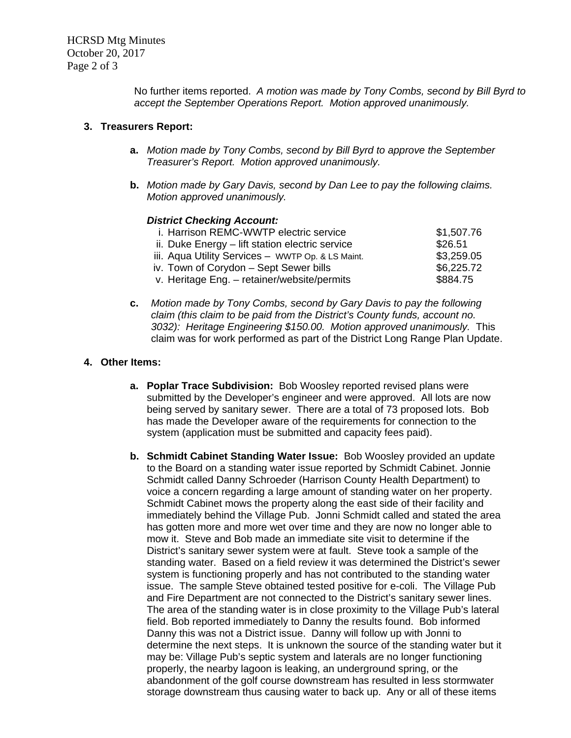No further items reported. *A motion was made by Tony Combs, second by Bill Byrd to accept the September Operations Report. Motion approved unanimously.*

**3. Treasurers Report:**

**a.** *Motion made by Tony Combs, second by Bill Byrd to approve the September Treasurer's Report. Motion approved unanimously.*

**b.** *Motion made by Gary Davis, second by Dan Lee to pay the following claims. Motion approved unanimously.*

***District Checking Account:***

| | |
|---|---|
| i. Harrison REMC-WWTP electric service | $1,507.76 |
| ii. Duke Energy – lift station electric service | $26.51 |
| iii. Aqua Utility Services – WWTP Op. & LS Maint. | $3,259.05 |
| iv. Town of Corydon – Sept Sewer bills | $6,225.72 |
| v. Heritage Eng. – retainer/website/permits | $884.75 |

**c.** *Motion made by Tony Combs, second by Gary Davis to pay the following claim (this claim to be paid from the District's County funds, account no. 3032): Heritage Engineering $150.00. Motion approved unanimously.* This claim was for work performed as part of the District Long Range Plan Update.

**4. Other Items:**

**a. Poplar Trace Subdivision:** Bob Woosley reported revised plans were submitted by the Developer's engineer and were approved. All lots are now being served by sanitary sewer. There are a total of 73 proposed lots. Bob has made the Developer aware of the requirements for connection to the system (application must be submitted and capacity fees paid).

**b. Schmidt Cabinet Standing Water Issue:** Bob Woosley provided an update to the Board on a standing water issue reported by Schmidt Cabinet. Jonnie Schmidt called Danny Schroeder (Harrison County Health Department) to voice a concern regarding a large amount of standing water on her property. Schmidt Cabinet mows the property along the east side of their facility and immediately behind the Village Pub. Jonni Schmidt called and stated the area has gotten more and more wet over time and they are now no longer able to mow it. Steve and Bob made an immediate site visit to determine if the District's sanitary sewer system were at fault. Steve took a sample of the standing water. Based on a field review it was determined the District's sewer system is functioning properly and has not contributed to the standing water issue. The sample Steve obtained tested positive for e-coli. The Village Pub and Fire Department are not connected to the District's sanitary sewer lines. The area of the standing water is in close proximity to the Village Pub's lateral field. Bob reported immediately to Danny the results found. Bob informed Danny this was not a District issue. Danny will follow up with Jonni to determine the next steps. It is unknown the source of the standing water but it may be: Village Pub's septic system and laterals are no longer functioning properly, the nearby lagoon is leaking, an underground spring, or the abandonment of the golf course downstream has resulted in less stormwater storage downstream thus causing water to back up. Any or all of these items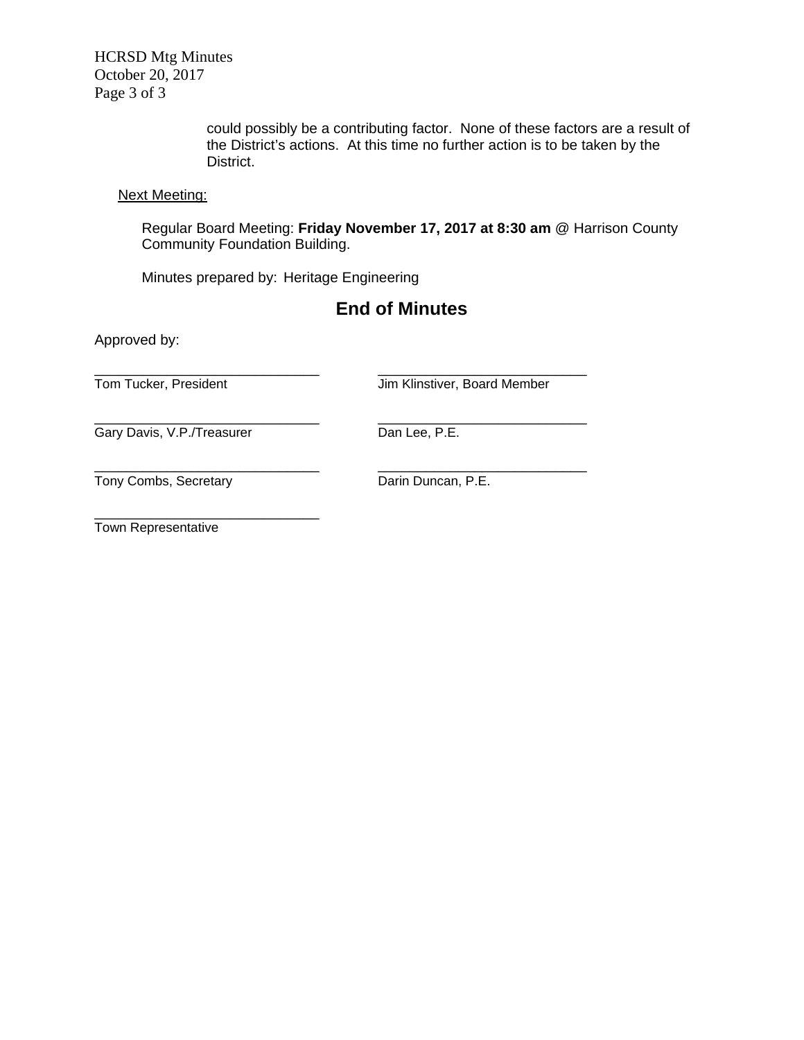could possibly be a contributing factor. None of these factors are a result of the District's actions. At this time no further action is to be taken by the District.

Next Meeting:

Regular Board Meeting: **Friday November 17, 2017 at 8:30 am** @ Harrison County Community Foundation Building.

Minutes prepared by: Heritage Engineering

## End of Minutes

Approved by:

| | |
|---|---|
| ______________________________ | ______________________________ |
| Tom Tucker, President | Jim Klinstiver, Board Member |
| ______________________________ | ______________________________ |
| Gary Davis, V.P./Treasurer | Dan Lee, P.E. |
| ______________________________ | ______________________________ |
| Tony Combs, Secretary | Darin Duncan, P.E. |
| ______________________________ | |
| Town Representative | |